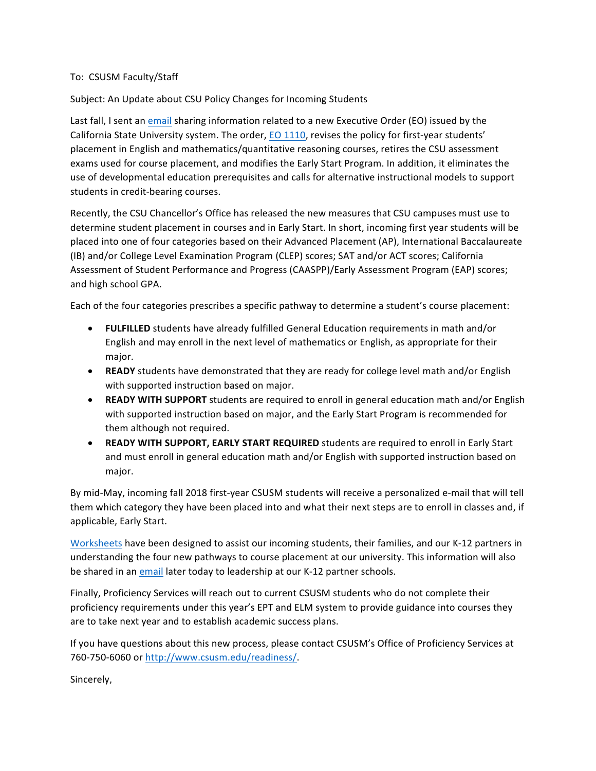To: CSUSM Faculty/Staff

Subject: An Update about CSU Policy Changes for Incoming Students

Last fall, I sent an email sharing information related to a new Executive Order (EO) issued by the California State University system. The order, EO 1110, revises the policy for first-year students' placement in English and mathematics/quantitative reasoning courses, retires the CSU assessment exams used for course placement, and modifies the Early Start Program. In addition, it eliminates the use of developmental education prerequisites and calls for alternative instructional models to support students in credit-bearing courses.

Recently, the CSU Chancellor's Office has released the new measures that CSU campuses must use to determine student placement in courses and in Early Start. In short, incoming first year students will be placed into one of four categories based on their Advanced Placement (AP), International Baccalaureate (IB) and/or College Level Examination Program (CLEP) scores; SAT and/or ACT scores; California Assessment of Student Performance and Progress (CAASPP)/Early Assessment Program (EAP) scores; and high school GPA.

Each of the four categories prescribes a specific pathway to determine a student's course placement:

- **FULFILLED** students have already fulfilled General Education requirements in math and/or English and may enroll in the next level of mathematics or English, as appropriate for their major.
- **READY** students have demonstrated that they are ready for college level math and/or English with supported instruction based on major.
- **READY WITH SUPPORT** students are required to enroll in general education math and/or English with supported instruction based on major, and the Early Start Program is recommended for them although not required.
- **READY WITH SUPPORT, EARLY START REQUIRED** students are required to enroll in Early Start and must enroll in general education math and/or English with supported instruction based on major.

By mid-May, incoming fall 2018 first-year CSUSM students will receive a personalized e-mail that will tell them which category they have been placed into and what their next steps are to enroll in classes and, if applicable, Early Start.

Worksheets have been designed to assist our incoming students, their families, and our K-12 partners in understanding the four new pathways to course placement at our university. This information will also be shared in an email later today to leadership at our K-12 partner schools.

Finally, Proficiency Services will reach out to current CSUSM students who do not complete their proficiency requirements under this year's EPT and ELM system to provide guidance into courses they are to take next year and to establish academic success plans.

If you have questions about this new process, please contact CSUSM's Office of Proficiency Services at 760-750-6060 or http://www.csusm.edu/readiness/.

Sincerely,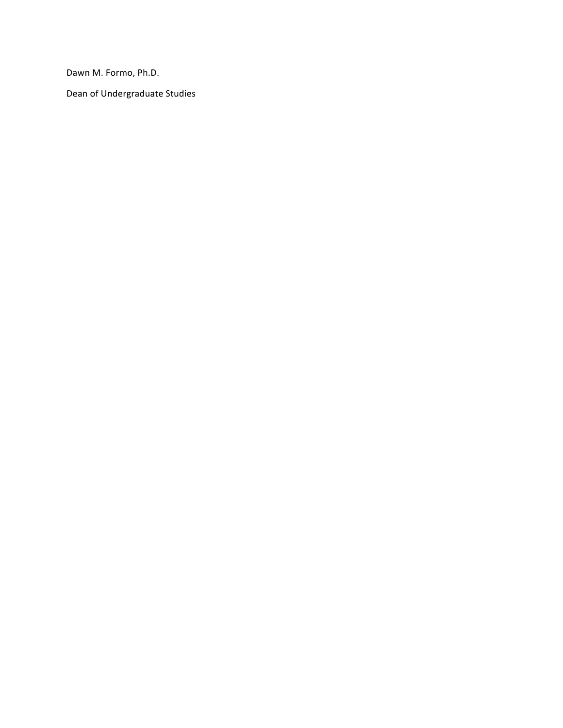Dawn M. Formo, Ph.D.

Dean of Undergraduate Studies